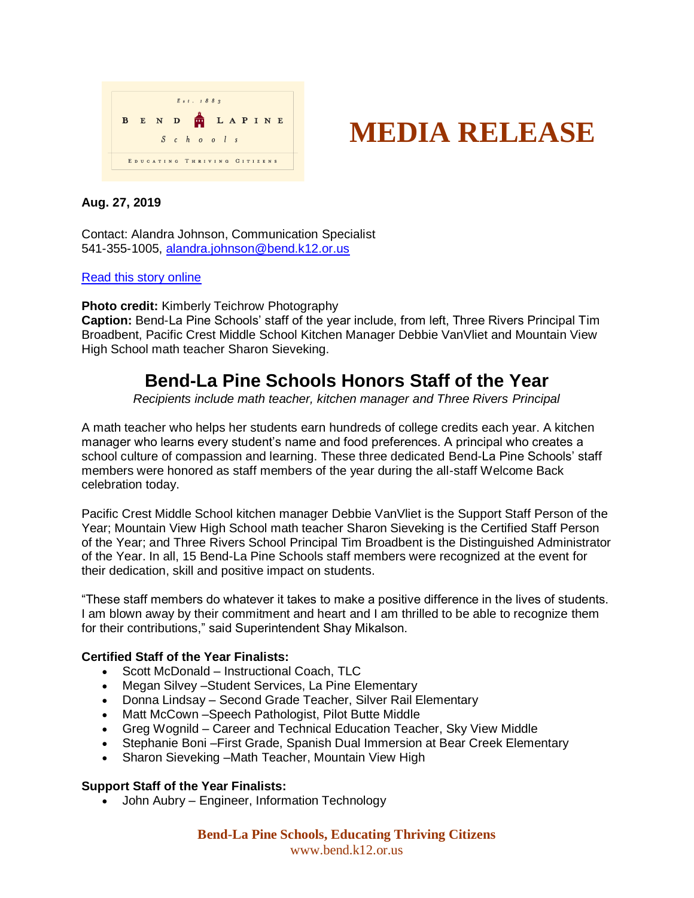Est. 1883

BEND LAPINE Schools

EDUCATING THRIVING CITIZENS

# MEDIA RELEASE

**Aug. 27, 2019**

Contact: Alandra Johnson, Communication Specialist
541-355-1005, alandra.johnson@bend.k12.or.us

Read this story online

**Photo credit:** Kimberly Teichrow Photography
**Caption:** Bend-La Pine Schools' staff of the year include, from left, Three Rivers Principal Tim Broadbent, Pacific Crest Middle School Kitchen Manager Debbie VanVliet and Mountain View High School math teacher Sharon Sieveking.

## Bend-La Pine Schools Honors Staff of the Year

*Recipients include math teacher, kitchen manager and Three Rivers Principal*

A math teacher who helps her students earn hundreds of college credits each year. A kitchen manager who learns every student's name and food preferences. A principal who creates a school culture of compassion and learning. These three dedicated Bend-La Pine Schools' staff members were honored as staff members of the year during the all-staff Welcome Back celebration today.

Pacific Crest Middle School kitchen manager Debbie VanVliet is the Support Staff Person of the Year; Mountain View High School math teacher Sharon Sieveking is the Certified Staff Person of the Year; and Three Rivers School Principal Tim Broadbent is the Distinguished Administrator of the Year. In all, 15 Bend-La Pine Schools staff members were recognized at the event for their dedication, skill and positive impact on students.

"These staff members do whatever it takes to make a positive difference in the lives of students. I am blown away by their commitment and heart and I am thrilled to be able to recognize them for their contributions," said Superintendent Shay Mikalson.

**Certified Staff of the Year Finalists:**

- Scott McDonald – Instructional Coach, TLC
- Megan Silvey –Student Services, La Pine Elementary
- Donna Lindsay – Second Grade Teacher, Silver Rail Elementary
- Matt McCown –Speech Pathologist, Pilot Butte Middle
- Greg Wognild – Career and Technical Education Teacher, Sky View Middle
- Stephanie Boni –First Grade, Spanish Dual Immersion at Bear Creek Elementary
- Sharon Sieveking –Math Teacher, Mountain View High

**Support Staff of the Year Finalists:**

- John Aubry – Engineer, Information Technology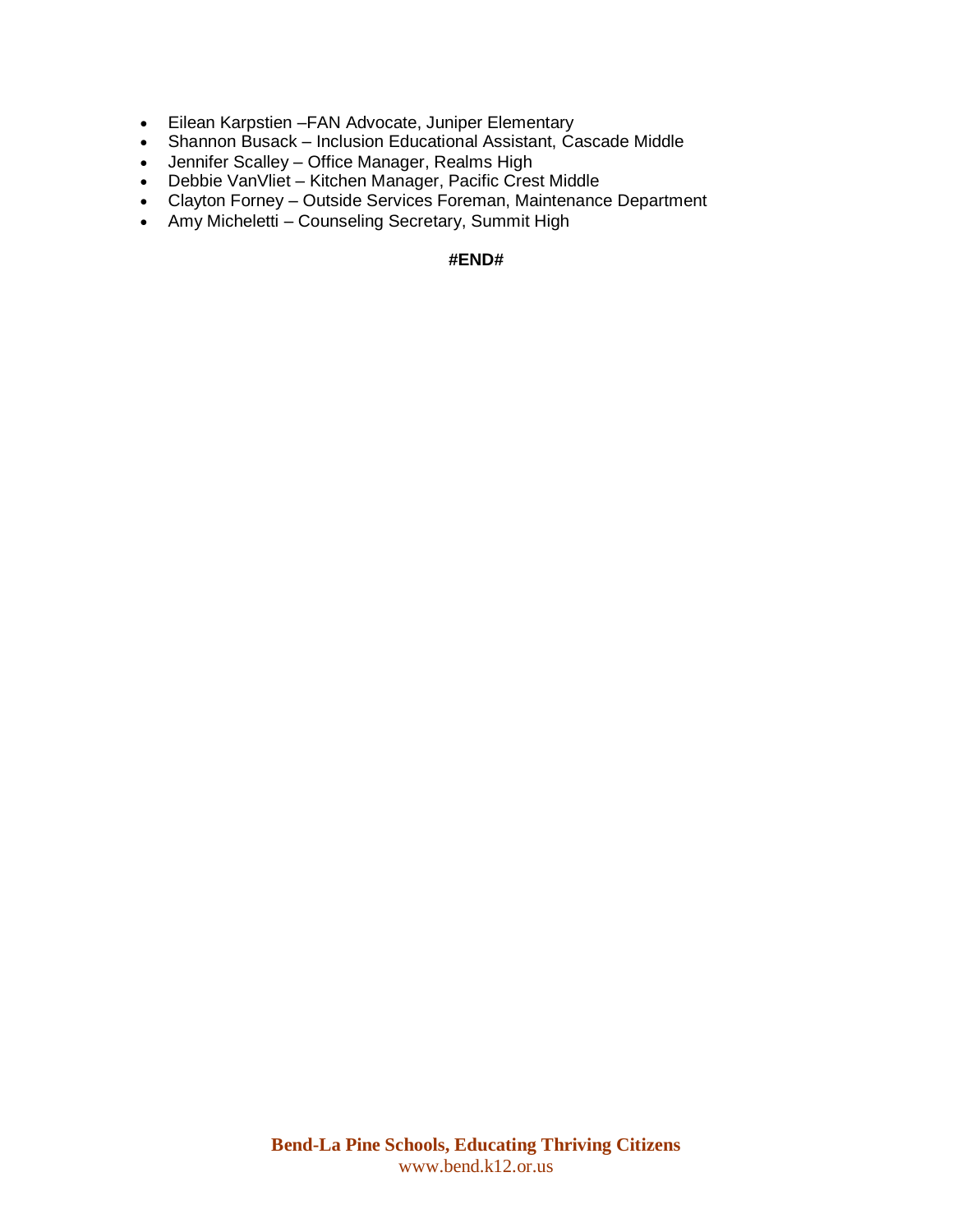- Eilean Karpstien –FAN Advocate, Juniper Elementary
- Shannon Busack – Inclusion Educational Assistant, Cascade Middle
- Jennifer Scalley – Office Manager, Realms High
- Debbie VanVliet – Kitchen Manager, Pacific Crest Middle
- Clayton Forney – Outside Services Foreman, Maintenance Department
- Amy Micheletti – Counseling Secretary, Summit High

**#END#**